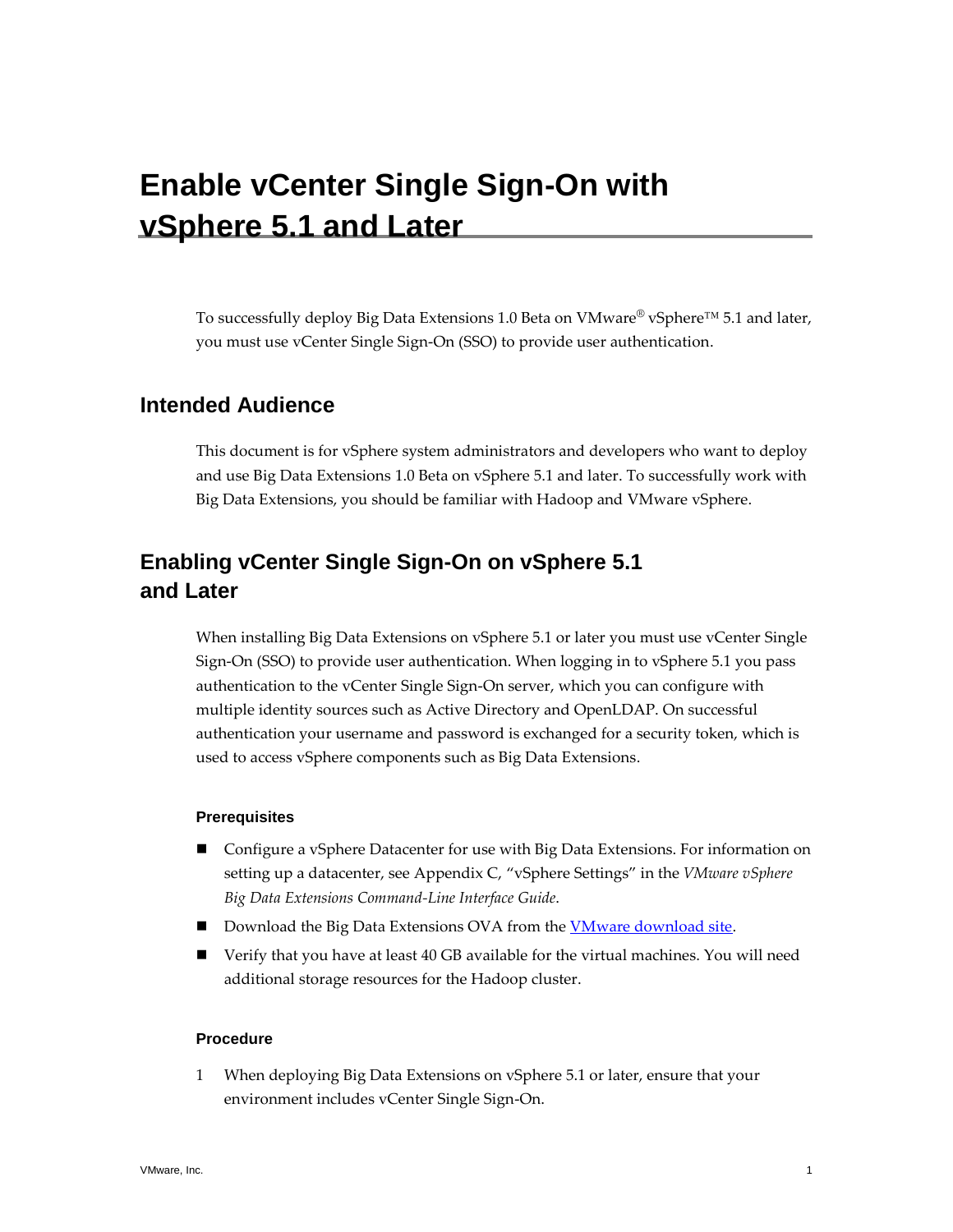# Enable vCenter Single Sign-On with vSphere 5.1 and Later

To successfully deploy Big Data Extensions 1.0 Beta on VMware® vSphere™ 5.1 and later, you must use vCenter Single Sign-On (SSO) to provide user authentication.

## Intended Audience

This document is for vSphere system administrators and developers who want to deploy and use Big Data Extensions 1.0 Beta on vSphere 5.1 and later. To successfully work with Big Data Extensions, you should be familiar with Hadoop and VMware vSphere.

## Enabling vCenter Single Sign-On on vSphere 5.1 and Later

When installing Big Data Extensions on vSphere 5.1 or later you must use vCenter Single Sign-On (SSO) to provide user authentication. When logging in to vSphere 5.1 you pass authentication to the vCenter Single Sign-On server, which you can configure with multiple identity sources such as Active Directory and OpenLDAP. On successful authentication your username and password is exchanged for a security token, which is used to access vSphere components such as Big Data Extensions.

#### Prerequisites

- Configure a vSphere Datacenter for use with Big Data Extensions. For information on setting up a datacenter, see Appendix C, "vSphere Settings" in the *VMware vSphere Big Data Extensions Command-Line Interface Guide*.
- Download the Big Data Extensions OVA from the VMware download site.
- Verify that you have at least 40 GB available for the virtual machines. You will need additional storage resources for the Hadoop cluster.

#### Procedure

1. When deploying Big Data Extensions on vSphere 5.1 or later, ensure that your environment includes vCenter Single Sign-On.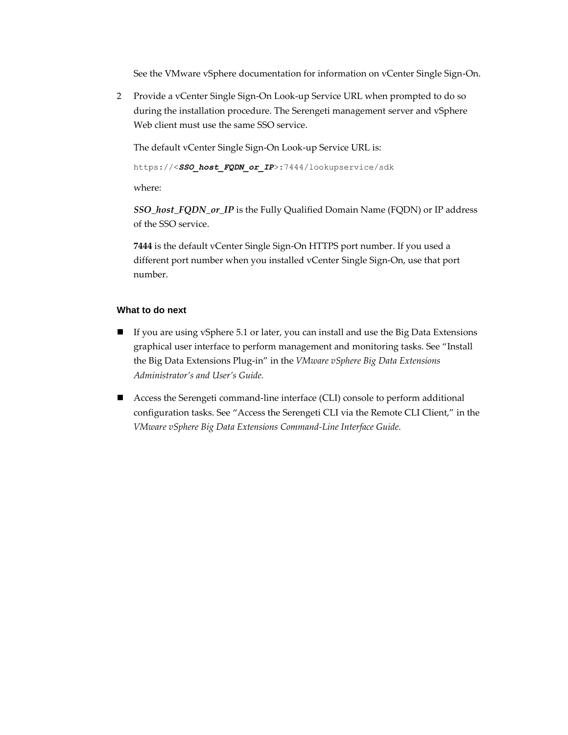See the VMware vSphere documentation for information on vCenter Single Sign-On.

2. Provide a vCenter Single Sign-On Look-up Service URL when prompted to do so during the installation procedure. The Serengeti management server and vSphere Web client must use the same SSO service.

   The default vCenter Single Sign-On Look-up Service URL is:

   ```
   https://<SSO_host_FQDN_or_IP>:7444/lookupservice/sdk
   ```

   where:

   ***SSO_host_FQDN_or_IP*** is the Fully Qualified Domain Name (FQDN) or IP address of the SSO service.

   **7444** is the default vCenter Single Sign-On HTTPS port number. If you used a different port number when you installed vCenter Single Sign-On, use that port number.

#### What to do next

- If you are using vSphere 5.1 or later, you can install and use the Big Data Extensions graphical user interface to perform management and monitoring tasks. See "Install the Big Data Extensions Plug-in" in the *VMware vSphere Big Data Extensions Administrator's and User's Guide.*
- Access the Serengeti command-line interface (CLI) console to perform additional configuration tasks. See "Access the Serengeti CLI via the Remote CLI Client," in the *VMware vSphere Big Data Extensions Command-Line Interface Guide*.